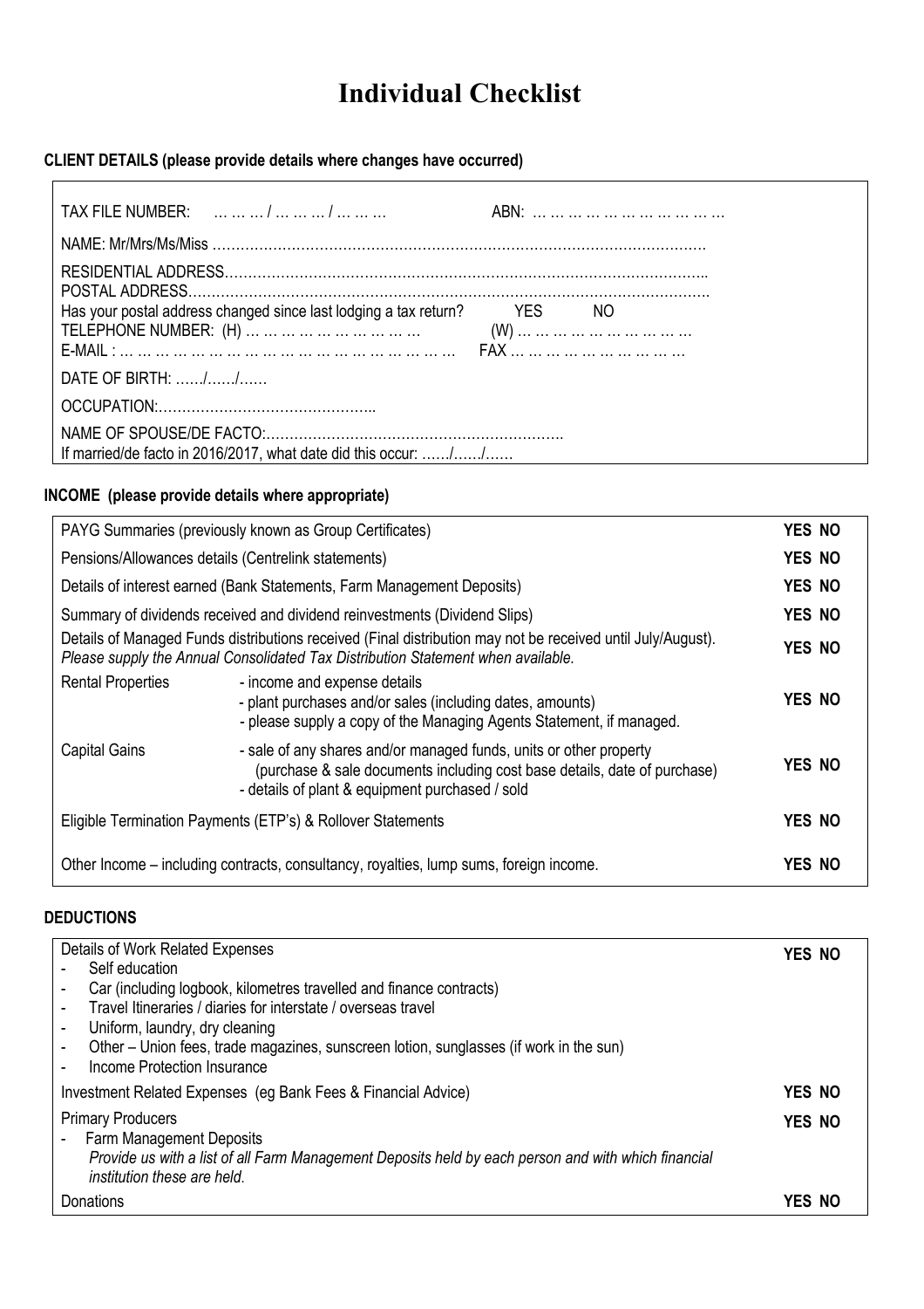# Individual Checklist

**CLIENT DETAILS (please provide details where changes have occurred)**

TAX FILE NUMBER: … … … / … … … / … … … ABN: … … … … … … … … … …

NAME: Mr/Mrs/Ms/Miss ……………………………………………………………………………………………

RESIDENTIAL ADDRESS…………………………………………………………………………………………..
POSTAL ADDRESS…………………………………………………………………………………………………..
Has your postal address changed since last lodging a tax return? YES NO
TELEPHONE NUMBER: (H) … … … … … … … … … … (W) … … … … … … … … … …
E-MAIL : … … … … … … … … … … … … … … … … … … FAX … … … … … … … … … …

DATE OF BIRTH: ……/……/……

OCCUPATION:………………………………………..

NAME OF SPOUSE/DE FACTO:……………………………………………………….
If married/de facto in 2016/2017, what date did this occur: ……/……/……

**INCOME (please provide details where appropriate)**

| | | |
|---|---|---|
| PAYG Summaries (previously known as Group Certificates) | | **YES NO** |
| Pensions/Allowances details (Centrelink statements) | | **YES NO** |
| Details of interest earned (Bank Statements, Farm Management Deposits) | | **YES NO** |
| Summary of dividends received and dividend reinvestments (Dividend Slips) | | **YES NO** |
| Details of Managed Funds distributions received (Final distribution may not be received until July/August). *Please supply the Annual Consolidated Tax Distribution Statement when available.* | | **YES NO** |
| Rental Properties | - income and expense details<br>- plant purchases and/or sales (including dates, amounts)<br>- please supply a copy of the Managing Agents Statement, if managed. | **YES NO** |
| Capital Gains | - sale of any shares and/or managed funds, units or other property (purchase & sale documents including cost base details, date of purchase)<br>- details of plant & equipment purchased / sold | **YES NO** |
| Eligible Termination Payments (ETP's) & Rollover Statements | | **YES NO** |
| Other Income – including contracts, consultancy, royalties, lump sums, foreign income. | | **YES NO** |

**DEDUCTIONS**

| | |
|---|---|
| Details of Work Related Expenses<br>- Self education<br>- Car (including logbook, kilometres travelled and finance contracts)<br>- Travel Itineraries / diaries for interstate / overseas travel<br>- Uniform, laundry, dry cleaning<br>- Other – Union fees, trade magazines, sunscreen lotion, sunglasses (if work in the sun)<br>- Income Protection Insurance | **YES NO** |
| Investment Related Expenses (eg Bank Fees & Financial Advice) | **YES NO** |
| Primary Producers<br>- Farm Management Deposits<br>*Provide us with a list of all Farm Management Deposits held by each person and with which financial institution these are held.* | **YES NO** |
| Donations | **YES NO** |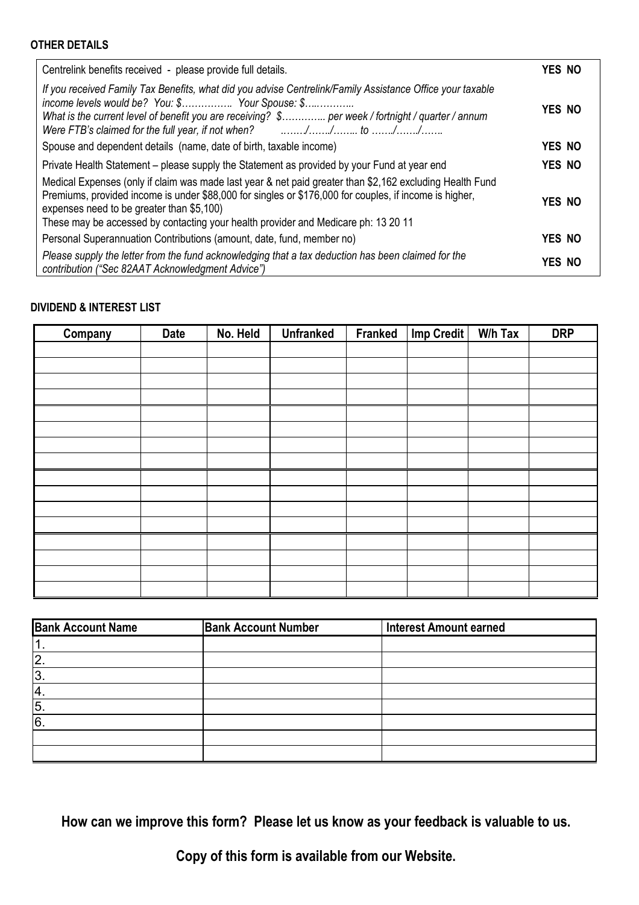**OTHER DETAILS**

| | |
|---|---|
| Centrelink benefits received - please provide full details. | **YES NO** |
| *If you received Family Tax Benefits, what did you advise Centrelink/Family Assistance Office your taxable income levels would be? You: $……………. Your Spouse: $…..……….. What is the current level of benefit you are receiving? $………….. per week / fortnight / quarter / annum Were FTB's claimed for the full year, if not when? ……./……./…….. to ……./……./…….* | **YES NO** |
| Spouse and dependent details (name, date of birth, taxable income) | **YES NO** |
| Private Health Statement – please supply the Statement as provided by your Fund at year end | **YES NO** |
| Medical Expenses (only if claim was made last year & net paid greater than $2,162 excluding Health Fund Premiums, provided income is under $88,000 for singles or $176,000 for couples, if income is higher, expenses need to be greater than $5,100) These may be accessed by contacting your health provider and Medicare ph: 13 20 11 | **YES NO** |
| Personal Superannuation Contributions (amount, date, fund, member no) | **YES NO** |
| *Please supply the letter from the fund acknowledging that a tax deduction has been claimed for the contribution ("Sec 82AAT Acknowledgment Advice")* | **YES NO** |

**DIVIDEND & INTEREST LIST**

| Company | Date | No. Held | Unfranked | Franked | Imp Credit | W/h Tax | DRP |
|---|---|---|---|---|---|---|---|
| | | | | | | | |
| | | | | | | | |
| | | | | | | | |
| | | | | | | | |
| | | | | | | | |
| | | | | | | | |
| | | | | | | | |
| | | | | | | | |
| | | | | | | | |
| | | | | | | | |
| | | | | | | | |
| | | | | | | | |
| | | | | | | | |
| | | | | | | | |
| | | | | | | | |
| | | | | | | | |

| Bank Account Name | Bank Account Number | Interest Amount earned |
|---|---|---|
| 1. | | |
| 2. | | |
| 3. | | |
| 4. | | |
| 5. | | |
| 6. | | |
| | | |
| | | |

**How can we improve this form? Please let us know as your feedback is valuable to us.**

**Copy of this form is available from our Website.**